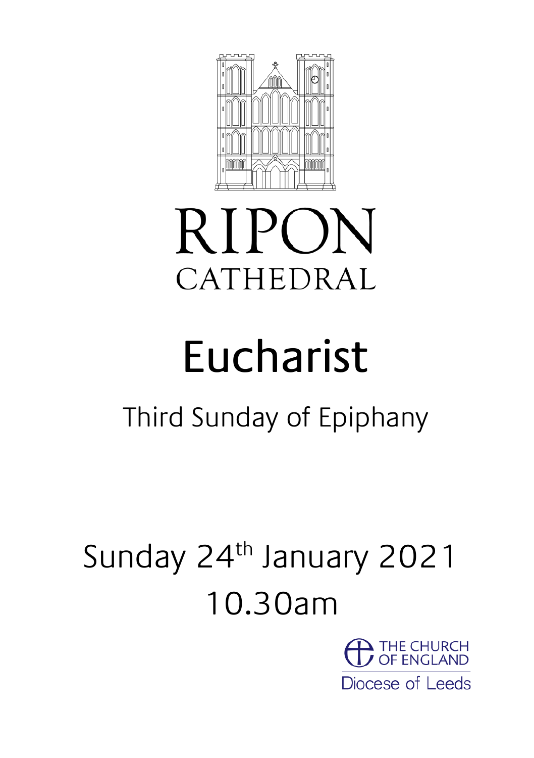# RIPON CATHEDRAL

# Eucharist

## Third Sunday of Epiphany

Sunday 24th January 2021

10.30am

THE CHURCH OF ENGLAND

Diocese of Leeds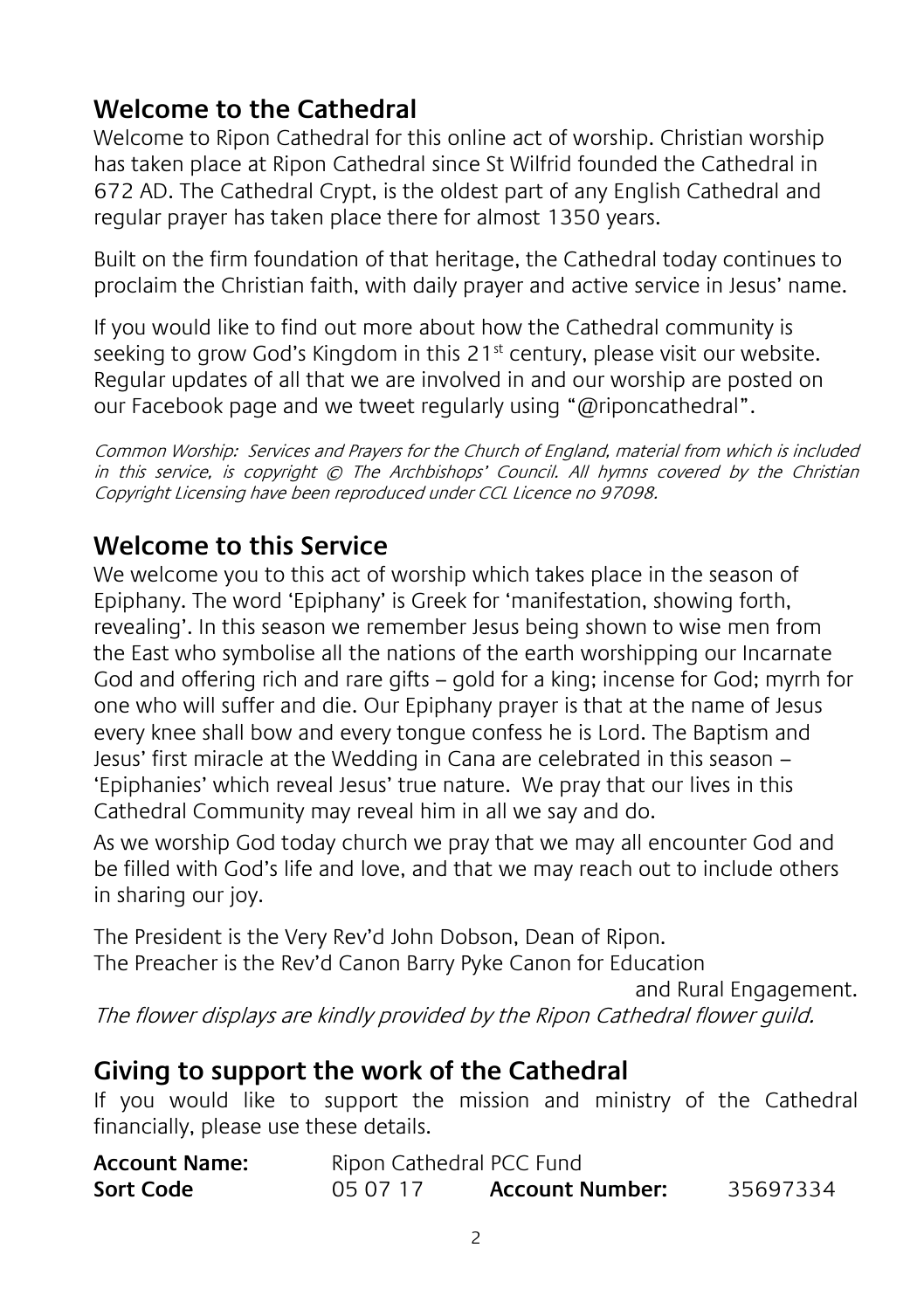## Welcome to the Cathedral

Welcome to Ripon Cathedral for this online act of worship. Christian worship has taken place at Ripon Cathedral since St Wilfrid founded the Cathedral in 672 AD. The Cathedral Crypt, is the oldest part of any English Cathedral and regular prayer has taken place there for almost 1350 years.

Built on the firm foundation of that heritage, the Cathedral today continues to proclaim the Christian faith, with daily prayer and active service in Jesus' name.

If you would like to find out more about how the Cathedral community is seeking to grow God's Kingdom in this 21st century, please visit our website. Regular updates of all that we are involved in and our worship are posted on our Facebook page and we tweet regularly using "@riponcathedral".

*Common Worship: Services and Prayers for the Church of England, material from which is included in this service, is copyright © The Archbishops' Council. All hymns covered by the Christian Copyright Licensing have been reproduced under CCL Licence no 97098.*

## Welcome to this Service

We welcome you to this act of worship which takes place in the season of Epiphany. The word 'Epiphany' is Greek for 'manifestation, showing forth, revealing'. In this season we remember Jesus being shown to wise men from the East who symbolise all the nations of the earth worshipping our Incarnate God and offering rich and rare gifts – gold for a king; incense for God; myrrh for one who will suffer and die. Our Epiphany prayer is that at the name of Jesus every knee shall bow and every tongue confess he is Lord. The Baptism and Jesus' first miracle at the Wedding in Cana are celebrated in this season – 'Epiphanies' which reveal Jesus' true nature. We pray that our lives in this Cathedral Community may reveal him in all we say and do.

As we worship God today church we pray that we may all encounter God and be filled with God's life and love, and that we may reach out to include others in sharing our joy.

The President is the Very Rev'd John Dobson, Dean of Ripon.
The Preacher is the Rev'd Canon Barry Pyke Canon for Education and Rural Engagement.

*The flower displays are kindly provided by the Ripon Cathedral flower guild.*

## Giving to support the work of the Cathedral

If you would like to support the mission and ministry of the Cathedral financially, please use these details.

| | | | |
|---|---|---|---|
| **Account Name:** | Ripon Cathedral PCC Fund | | |
| **Sort Code** | 05 07 17 | **Account Number:** | 35697334 |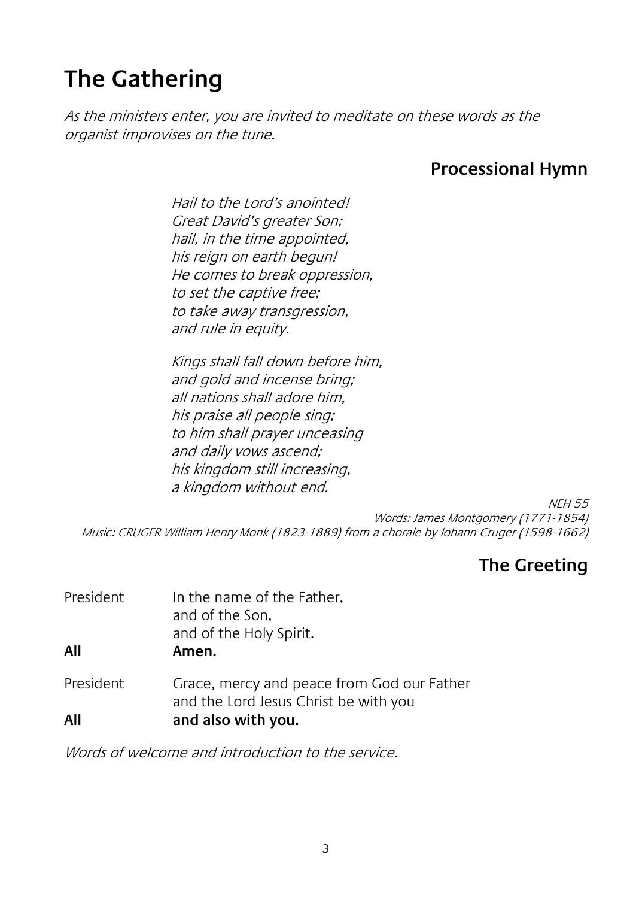# The Gathering

*As the ministers enter, you are invited to meditate on these words as the organist improvises on the tune.*

## Processional Hymn

*Hail to the Lord's anointed!*
*Great David's greater Son;*
*hail, in the time appointed,*
*his reign on earth begun!*
*He comes to break oppression,*
*to set the captive free;*
*to take away transgression,*
*and rule in equity.*

*Kings shall fall down before him,*
*and gold and incense bring;*
*all nations shall adore him,*
*his praise all people sing;*
*to him shall prayer unceasing*
*and daily vows ascend;*
*his kingdom still increasing,*
*a kingdom without end.*

*NEH 55*
*Words: James Montgomery (1771-1854)*
*Music: CRUGER William Henry Monk (1823-1889) from a chorale by Johann Cruger (1598-1662)*

## The Greeting

President — In the name of the Father,
and of the Son,
and of the Holy Spirit.

**All — Amen.**

President — Grace, mercy and peace from God our Father
and the Lord Jesus Christ be with you

**All — and also with you.**

*Words of welcome and introduction to the service.*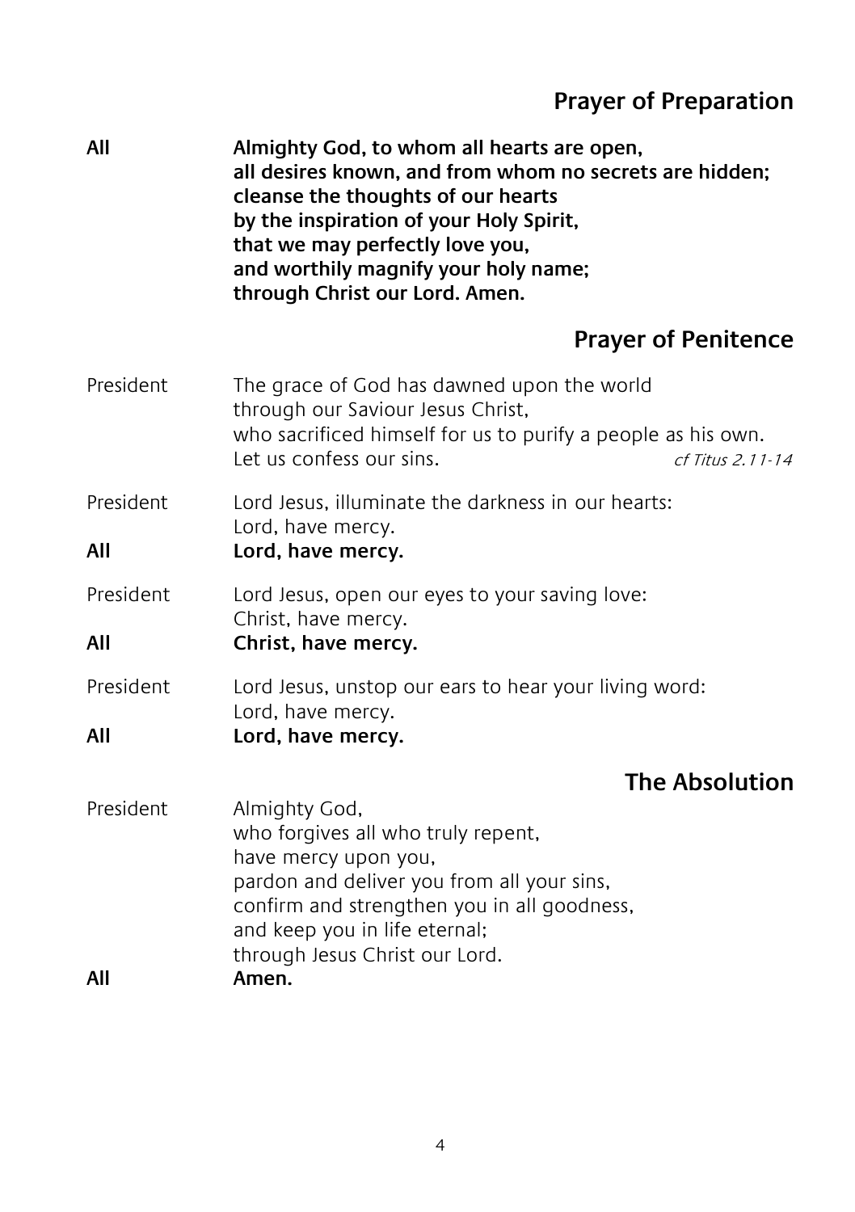## Prayer of Preparation

**All** **Almighty God, to whom all hearts are open,**
**all desires known, and from whom no secrets are hidden;**
**cleanse the thoughts of our hearts**
**by the inspiration of your Holy Spirit,**
**that we may perfectly love you,**
**and worthily magnify your holy name;**
**through Christ our Lord. Amen.**

## Prayer of Penitence

President The grace of God has dawned upon the world
through our Saviour Jesus Christ,
who sacrificed himself for us to purify a people as his own.
Let us confess our sins. *cf Titus 2.11-14*

President Lord Jesus, illuminate the darkness in our hearts:
Lord, have mercy.

**All** **Lord, have mercy.**

President Lord Jesus, open our eyes to your saving love:
Christ, have mercy.

**All** **Christ, have mercy.**

President Lord Jesus, unstop our ears to hear your living word:
Lord, have mercy.

**All** **Lord, have mercy.**

## The Absolution

President Almighty God,
who forgives all who truly repent,
have mercy upon you,
pardon and deliver you from all your sins,
confirm and strengthen you in all goodness,
and keep you in life eternal;
through Jesus Christ our Lord.

**All** **Amen.**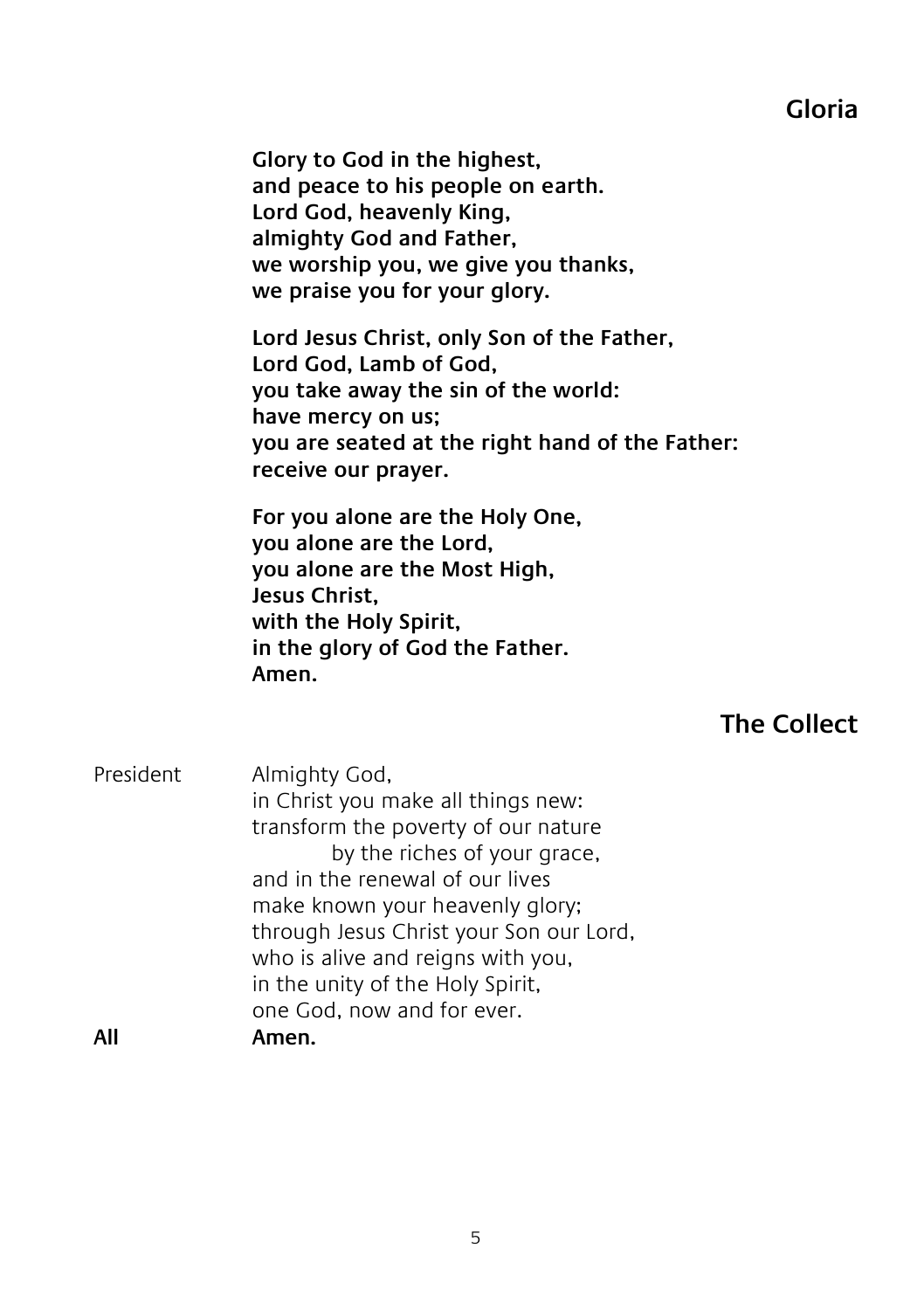## Gloria

**Glory to God in the highest,**
**and peace to his people on earth.**
**Lord God, heavenly King,**
**almighty God and Father,**
**we worship you, we give you thanks,**
**we praise you for your glory.**

**Lord Jesus Christ, only Son of the Father,**
**Lord God, Lamb of God,**
**you take away the sin of the world:**
**have mercy on us;**
**you are seated at the right hand of the Father:**
**receive our prayer.**

**For you alone are the Holy One,**
**you alone are the Lord,**
**you alone are the Most High,**
**Jesus Christ,**
**with the Holy Spirit,**
**in the glory of God the Father.**
**Amen.**

## The Collect

President Almighty God,
in Christ you make all things new:
transform the poverty of our nature
by the riches of your grace,
and in the renewal of our lives
make known your heavenly glory;
through Jesus Christ your Son our Lord,
who is alive and reigns with you,
in the unity of the Holy Spirit,
one God, now and for ever.

**All** **Amen.**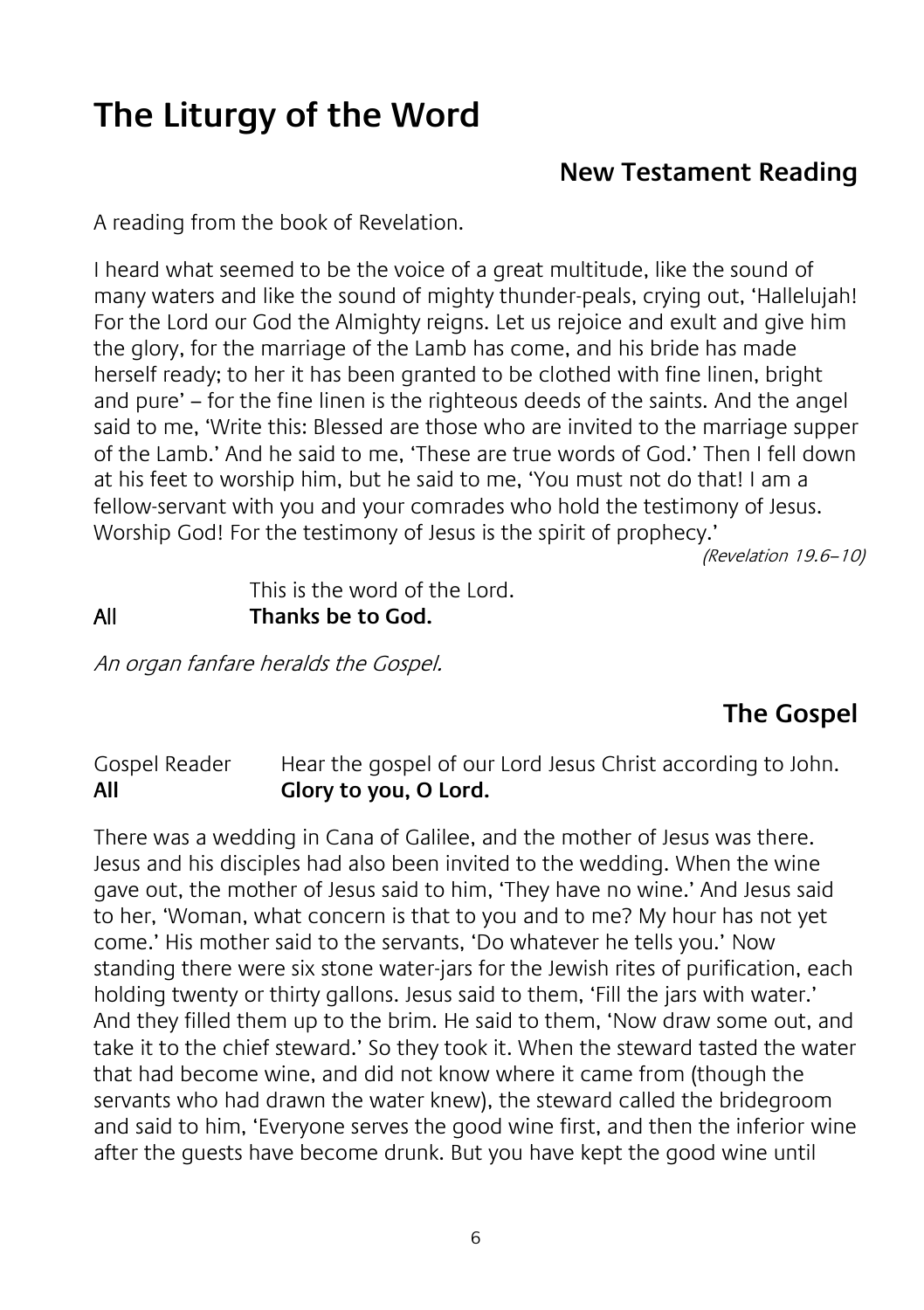# The Liturgy of the Word

## New Testament Reading

A reading from the book of Revelation.

I heard what seemed to be the voice of a great multitude, like the sound of many waters and like the sound of mighty thunder-peals, crying out, 'Hallelujah! For the Lord our God the Almighty reigns. Let us rejoice and exult and give him the glory, for the marriage of the Lamb has come, and his bride has made herself ready; to her it has been granted to be clothed with fine linen, bright and pure' – for the fine linen is the righteous deeds of the saints. And the angel said to me, 'Write this: Blessed are those who are invited to the marriage supper of the Lamb.' And he said to me, 'These are true words of God.' Then I fell down at his feet to worship him, but he said to me, 'You must not do that! I am a fellow-servant with you and your comrades who hold the testimony of Jesus. Worship God! For the testimony of Jesus is the spirit of prophecy.'

*(Revelation 19.6–10)*

This is the word of the Lord.
**All** **Thanks be to God.**

*An organ fanfare heralds the Gospel.*

## The Gospel

Gospel Reader Hear the gospel of our Lord Jesus Christ according to John.
**All** **Glory to you, O Lord.**

There was a wedding in Cana of Galilee, and the mother of Jesus was there. Jesus and his disciples had also been invited to the wedding. When the wine gave out, the mother of Jesus said to him, 'They have no wine.' And Jesus said to her, 'Woman, what concern is that to you and to me? My hour has not yet come.' His mother said to the servants, 'Do whatever he tells you.' Now standing there were six stone water-jars for the Jewish rites of purification, each holding twenty or thirty gallons. Jesus said to them, 'Fill the jars with water.' And they filled them up to the brim. He said to them, 'Now draw some out, and take it to the chief steward.' So they took it. When the steward tasted the water that had become wine, and did not know where it came from (though the servants who had drawn the water knew), the steward called the bridegroom and said to him, 'Everyone serves the good wine first, and then the inferior wine after the guests have become drunk. But you have kept the good wine until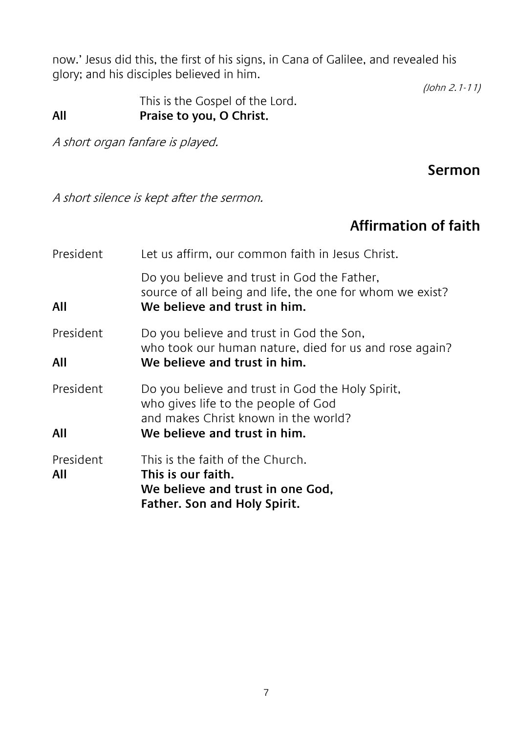now.' Jesus did this, the first of his signs, in Cana of Galilee, and revealed his glory; and his disciples believed in him.

*(John 2.1-11)*

This is the Gospel of the Lord.  
**All** **Praise to you, O Christ.**

*A short organ fanfare is played.*

## Sermon

*A short silence is kept after the sermon.*

## Affirmation of faith

President Let us affirm, our common faith in Jesus Christ.

Do you believe and trust in God the Father,  
source of all being and life, the one for whom we exist?  
**All** **We believe and trust in him.**

President Do you believe and trust in God the Son,  
who took our human nature, died for us and rose again?  
**All** **We believe and trust in him.**

President Do you believe and trust in God the Holy Spirit,  
who gives life to the people of God  
and makes Christ known in the world?  
**All** **We believe and trust in him.**

President This is the faith of the Church.  
**All** **This is our faith.**  
**We believe and trust in one God,**  
**Father. Son and Holy Spirit.**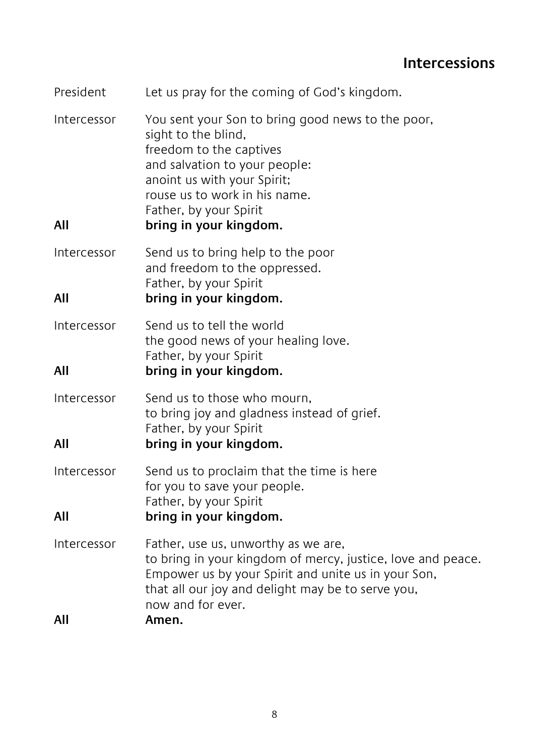## Intercessions

President	Let us pray for the coming of God's kingdom.

Intercessor	You sent your Son to bring good news to the poor,
sight to the blind,
freedom to the captives
and salvation to your people:
anoint us with your Spirit;
rouse us to work in his name.
Father, by your Spirit

**All	bring in your kingdom.**

Intercessor	Send us to bring help to the poor
and freedom to the oppressed.
Father, by your Spirit

**All	bring in your kingdom.**

Intercessor	Send us to tell the world
the good news of your healing love.
Father, by your Spirit

**All	bring in your kingdom.**

Intercessor	Send us to those who mourn,
to bring joy and gladness instead of grief.
Father, by your Spirit

**All	bring in your kingdom.**

Intercessor	Send us to proclaim that the time is here
for you to save your people.
Father, by your Spirit

**All	bring in your kingdom.**

Intercessor	Father, use us, unworthy as we are,
to bring in your kingdom of mercy, justice, love and peace.
Empower us by your Spirit and unite us in your Son,
that all our joy and delight may be to serve you,
now and for ever.

**All	Amen.**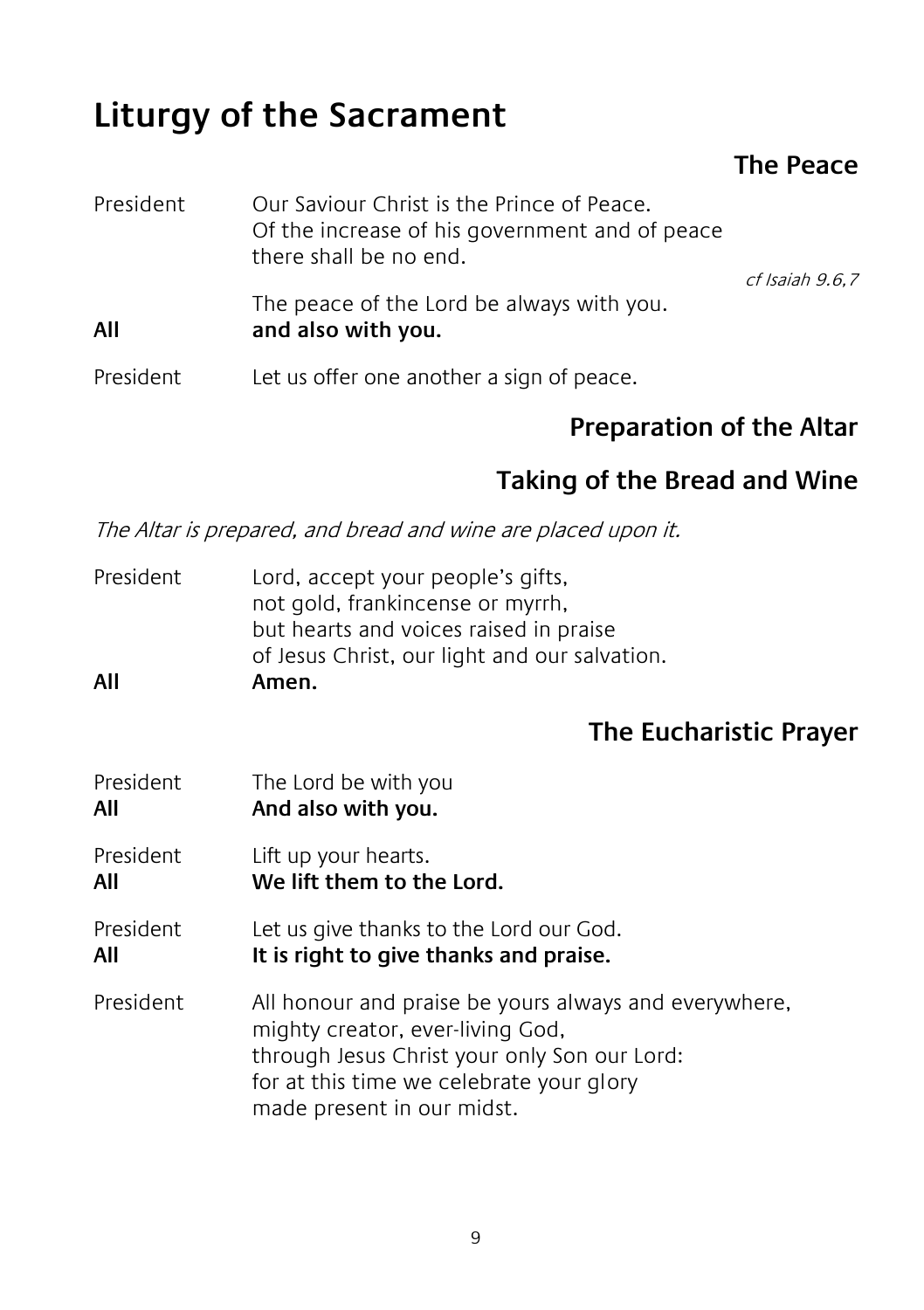# Liturgy of the Sacrament

## The Peace

President Our Saviour Christ is the Prince of Peace.
Of the increase of his government and of peace
there shall be no end.

*cf Isaiah 9.6,7*

The peace of the Lord be always with you.

**All** **and also with you.**

President Let us offer one another a sign of peace.

## Preparation of the Altar

## Taking of the Bread and Wine

*The Altar is prepared, and bread and wine are placed upon it.*

President Lord, accept your people's gifts,
not gold, frankincense or myrrh,
but hearts and voices raised in praise
of Jesus Christ, our light and our salvation.

**All** **Amen.**

## The Eucharistic Prayer

President The Lord be with you

**All** **And also with you.**

President Lift up your hearts.

**All** **We lift them to the Lord.**

President Let us give thanks to the Lord our God.

**All** **It is right to give thanks and praise.**

President All honour and praise be yours always and everywhere,
mighty creator, ever-living God,
through Jesus Christ your only Son our Lord:
for at this time we celebrate your glory
made present in our midst.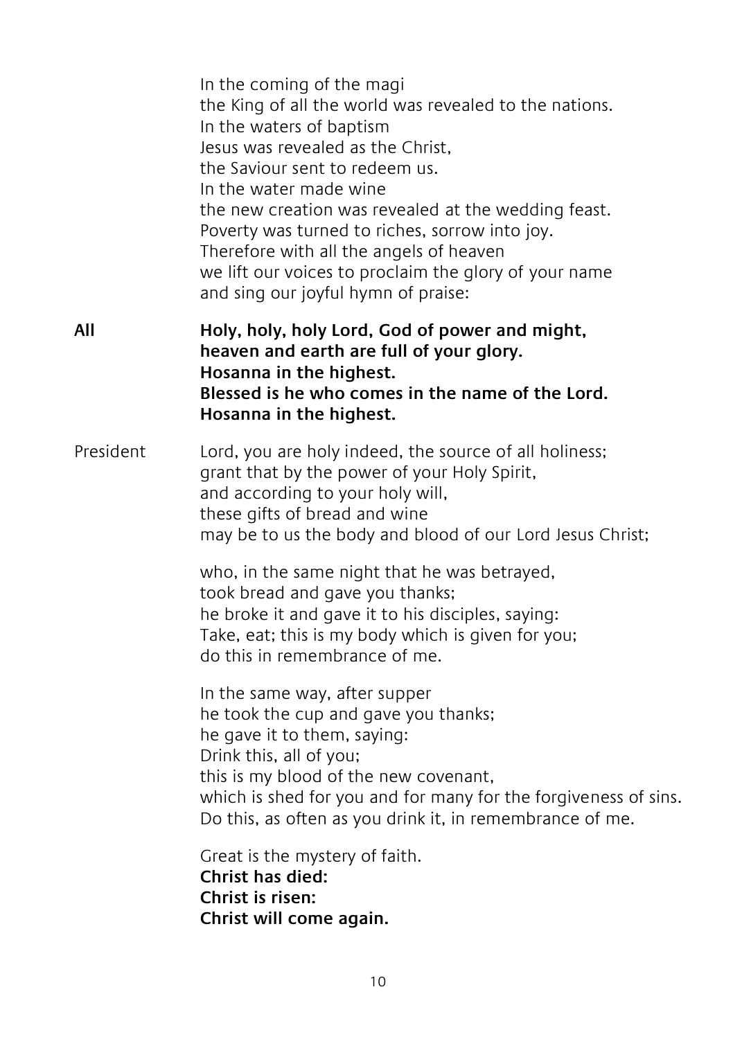In the coming of the magi
the King of all the world was revealed to the nations.
In the waters of baptism
Jesus was revealed as the Christ,
the Saviour sent to redeem us.
In the water made wine
the new creation was revealed at the wedding feast.
Poverty was turned to riches, sorrow into joy.
Therefore with all the angels of heaven
we lift our voices to proclaim the glory of your name
and sing our joyful hymn of praise:

**All** **Holy, holy, holy Lord, God of power and might,**
**heaven and earth are full of your glory.**
**Hosanna in the highest.**
**Blessed is he who comes in the name of the Lord.**
**Hosanna in the highest.**

President Lord, you are holy indeed, the source of all holiness;
grant that by the power of your Holy Spirit,
and according to your holy will,
these gifts of bread and wine
may be to us the body and blood of our Lord Jesus Christ;

who, in the same night that he was betrayed,
took bread and gave you thanks;
he broke it and gave it to his disciples, saying:
Take, eat; this is my body which is given for you;
do this in remembrance of me.

In the same way, after supper
he took the cup and gave you thanks;
he gave it to them, saying:
Drink this, all of you;
this is my blood of the new covenant,
which is shed for you and for many for the forgiveness of sins.
Do this, as often as you drink it, in remembrance of me.

Great is the mystery of faith.
**Christ has died:**
**Christ is risen:**
**Christ will come again.**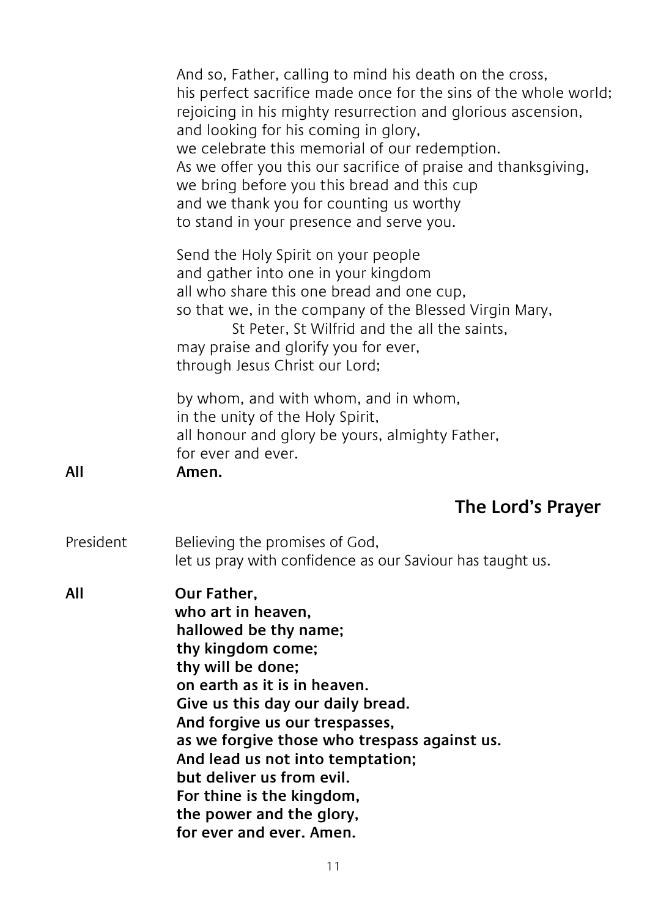And so, Father, calling to mind his death on the cross,
his perfect sacrifice made once for the sins of the whole world;
rejoicing in his mighty resurrection and glorious ascension,
and looking for his coming in glory,
we celebrate this memorial of our redemption.
As we offer you this our sacrifice of praise and thanksgiving,
we bring before you this bread and this cup
and we thank you for counting us worthy
to stand in your presence and serve you.

Send the Holy Spirit on your people
and gather into one in your kingdom
all who share this one bread and one cup,
so that we, in the company of the Blessed Virgin Mary,
St Peter, St Wilfrid and the all the saints,
may praise and glorify you for ever,
through Jesus Christ our Lord;

by whom, and with whom, and in whom,
in the unity of the Holy Spirit,
all honour and glory be yours, almighty Father,
for ever and ever.

**All** **Amen.**

## The Lord's Prayer

President Believing the promises of God,
let us pray with confidence as our Saviour has taught us.

**All** **Our Father,**
**who art in heaven,**
**hallowed be thy name;**
**thy kingdom come;**
**thy will be done;**
**on earth as it is in heaven.**
**Give us this day our daily bread.**
**And forgive us our trespasses,**
**as we forgive those who trespass against us.**
**And lead us not into temptation;**
**but deliver us from evil.**
**For thine is the kingdom,**
**the power and the glory,**
**for ever and ever. Amen.**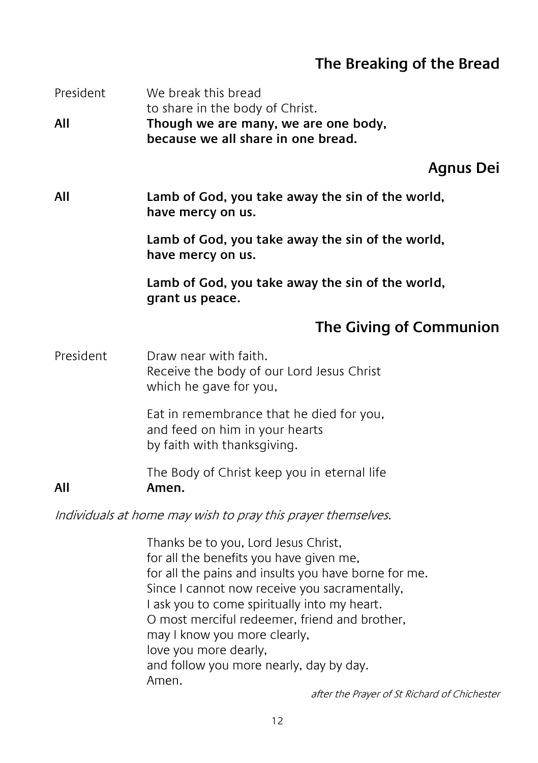## The Breaking of the Bread

President We break this bread
to share in the body of Christ.

**All** **Though we are many, we are one body,**
**because we all share in one bread.**

## Agnus Dei

**All** **Lamb of God, you take away the sin of the world,**
**have mercy on us.**

**Lamb of God, you take away the sin of the world,**
**have mercy on us.**

**Lamb of God, you take away the sin of the world,**
**grant us peace.**

## The Giving of Communion

President Draw near with faith.
Receive the body of our Lord Jesus Christ
which he gave for you,

Eat in remembrance that he died for you,
and feed on him in your hearts
by faith with thanksgiving.

The Body of Christ keep you in eternal life

**All** **Amen.**

*Individuals at home may wish to pray this prayer themselves.*

Thanks be to you, Lord Jesus Christ,
for all the benefits you have given me,
for all the pains and insults you have borne for me.
Since I cannot now receive you sacramentally,
I ask you to come spiritually into my heart.
O most merciful redeemer, friend and brother,
may I know you more clearly,
love you more dearly,
and follow you more nearly, day by day.
Amen.

*after the Prayer of St Richard of Chichester*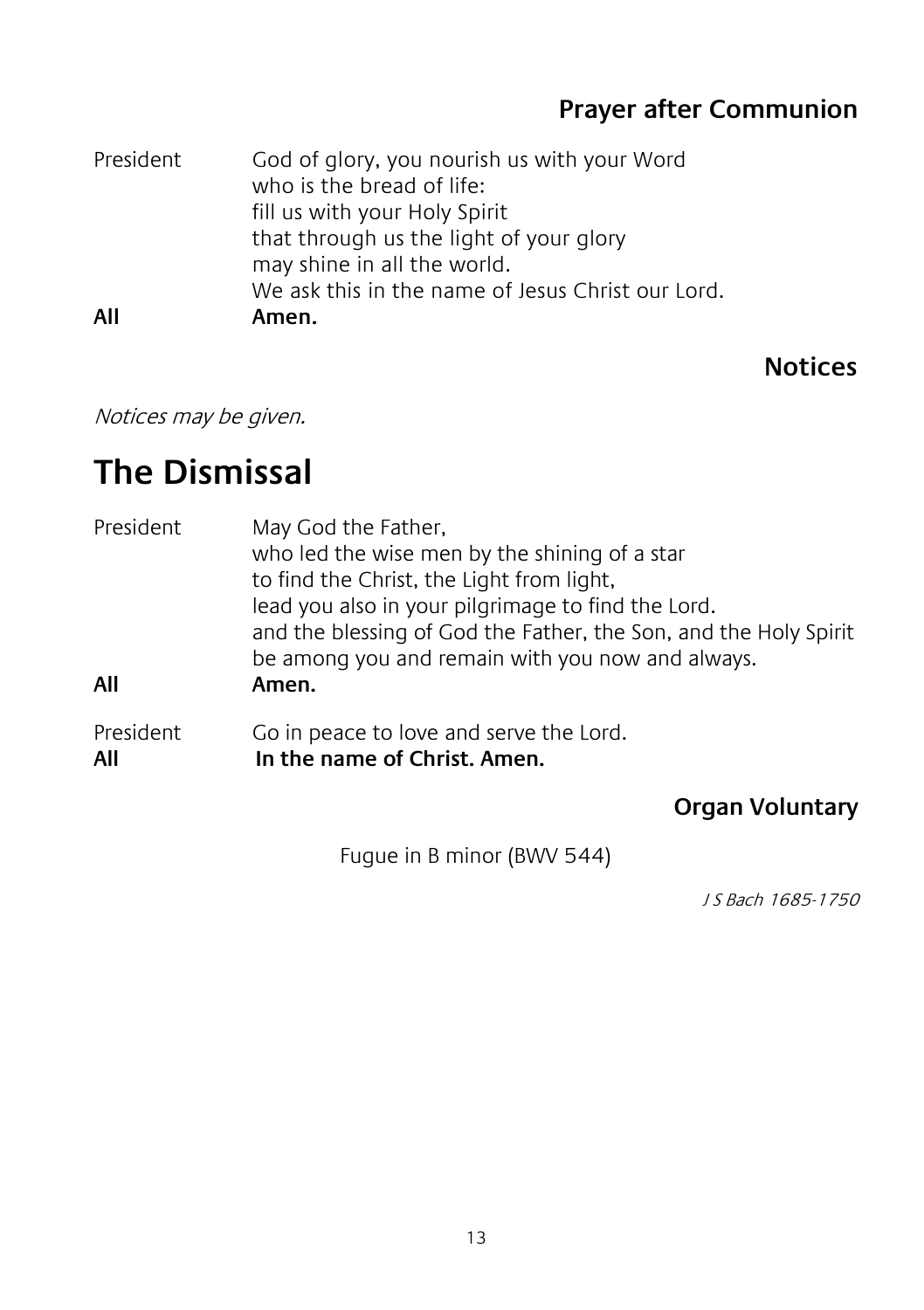## Prayer after Communion

President God of glory, you nourish us with your Word
who is the bread of life:
fill us with your Holy Spirit
that through us the light of your glory
may shine in all the world.
We ask this in the name of Jesus Christ our Lord.

**All** **Amen.**

## Notices

*Notices may be given.*

# The Dismissal

President May God the Father,
who led the wise men by the shining of a star
to find the Christ, the Light from light,
lead you also in your pilgrimage to find the Lord.
and the blessing of God the Father, the Son, and the Holy Spirit
be among you and remain with you now and always.

**All** **Amen.**

President Go in peace to love and serve the Lord.

**All** **In the name of Christ. Amen.**

## Organ Voluntary

Fugue in B minor (BWV 544)

*J S Bach 1685-1750*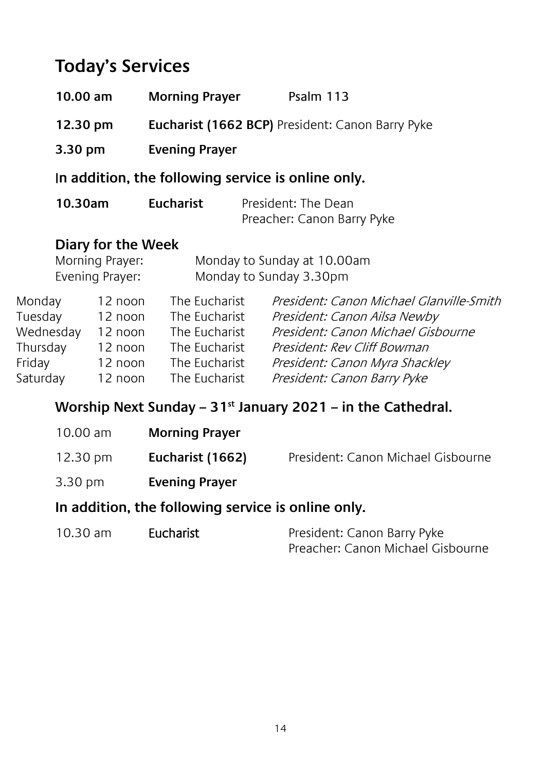# Today's Services

| | | |
|---|---|---|
| **10.00 am** | **Morning Prayer** | Psalm 113 |
| **12.30 pm** | **Eucharist (1662 BCP)** President: Canon Barry Pyke | |
| **3.30 pm** | **Evening Prayer** | |

## In addition, the following service is online only.

| | | |
|---|---|---|
| **10.30am** | **Eucharist** | President: The Dean<br>Preacher: Canon Barry Pyke |

## Diary for the Week

Morning Prayer: Monday to Sunday at 10.00am
Evening Prayer: Monday to Sunday 3.30pm

| | | | |
|---|---|---|---|
| Monday | 12 noon | The Eucharist | *President: Canon Michael Glanville-Smith* |
| Tuesday | 12 noon | The Eucharist | *President: Canon Ailsa Newby* |
| Wednesday | 12 noon | The Eucharist | *President: Canon Michael Gisbourne* |
| Thursday | 12 noon | The Eucharist | *President: Rev Cliff Bowman* |
| Friday | 12 noon | The Eucharist | *President: Canon Myra Shackley* |
| Saturday | 12 noon | The Eucharist | *President: Canon Barry Pyke* |

## Worship Next Sunday – 31st January 2021 – in the Cathedral.

| | | |
|---|---|---|
| 10.00 am | **Morning Prayer** | |
| 12.30 pm | **Eucharist (1662)** | President: Canon Michael Gisbourne |
| 3.30 pm | **Evening Prayer** | |

## In addition, the following service is online only.

| | | |
|---|---|---|
| 10.30 am | Eucharist | President: Canon Barry Pyke<br>Preacher: Canon Michael Gisbourne |